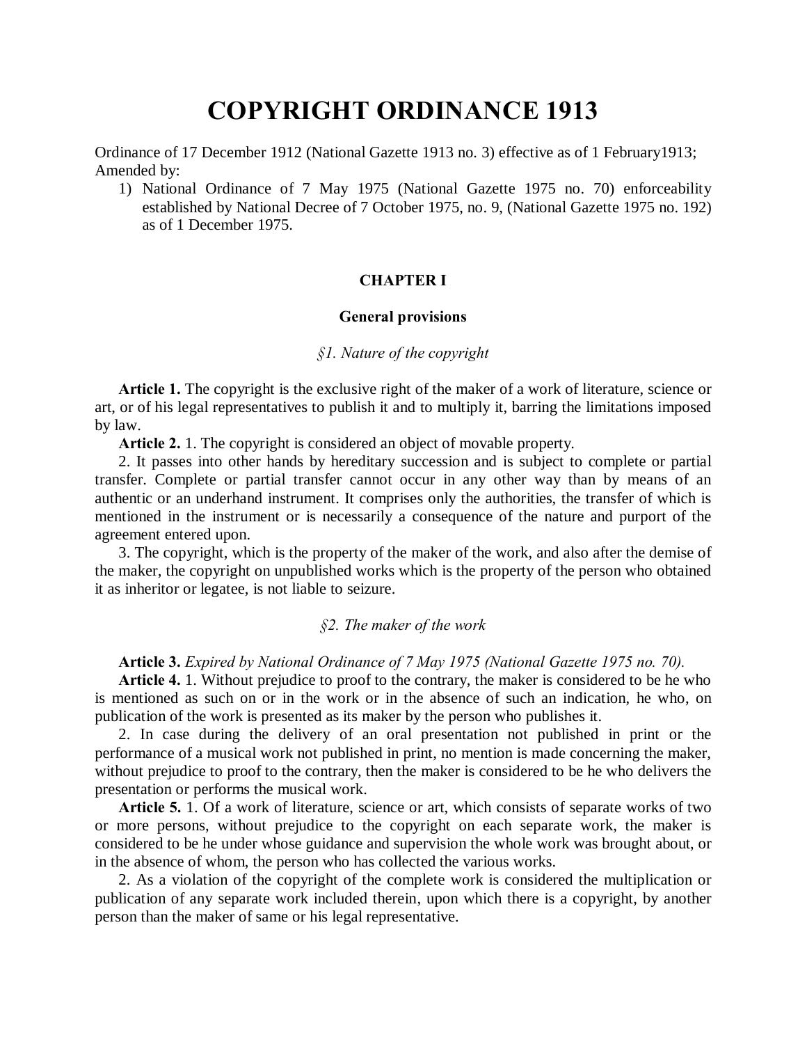# COPYRIGHT ORDINANCE 1913

Ordinance of 17 December 1912 (National Gazette 1913 no. 3) effective as of 1 February1913; Amended by:

1) National Ordinance of 7 May 1975 (National Gazette 1975 no. 70) enforceability established by National Decree of 7 October 1975, no. 9, (National Gazette 1975 no. 192) as of 1 December 1975.

## CHAPTER I

### General provisions

*§1. Nature of the copyright*

**Article 1.** The copyright is the exclusive right of the maker of a work of literature, science or art, or of his legal representatives to publish it and to multiply it, barring the limitations imposed by law.

**Article 2.** 1. The copyright is considered an object of movable property.

2. It passes into other hands by hereditary succession and is subject to complete or partial transfer. Complete or partial transfer cannot occur in any other way than by means of an authentic or an underhand instrument. It comprises only the authorities, the transfer of which is mentioned in the instrument or is necessarily a consequence of the nature and purport of the agreement entered upon.

3. The copyright, which is the property of the maker of the work, and also after the demise of the maker, the copyright on unpublished works which is the property of the person who obtained it as inheritor or legatee, is not liable to seizure.

*§2. The maker of the work*

**Article 3.** *Expired by National Ordinance of 7 May 1975 (National Gazette 1975 no. 70).*

**Article 4.** 1. Without prejudice to proof to the contrary, the maker is considered to be he who is mentioned as such on or in the work or in the absence of such an indication, he who, on publication of the work is presented as its maker by the person who publishes it.

2. In case during the delivery of an oral presentation not published in print or the performance of a musical work not published in print, no mention is made concerning the maker, without prejudice to proof to the contrary, then the maker is considered to be he who delivers the presentation or performs the musical work.

**Article 5.** 1. Of a work of literature, science or art, which consists of separate works of two or more persons, without prejudice to the copyright on each separate work, the maker is considered to be he under whose guidance and supervision the whole work was brought about, or in the absence of whom, the person who has collected the various works.

2. As a violation of the copyright of the complete work is considered the multiplication or publication of any separate work included therein, upon which there is a copyright, by another person than the maker of same or his legal representative.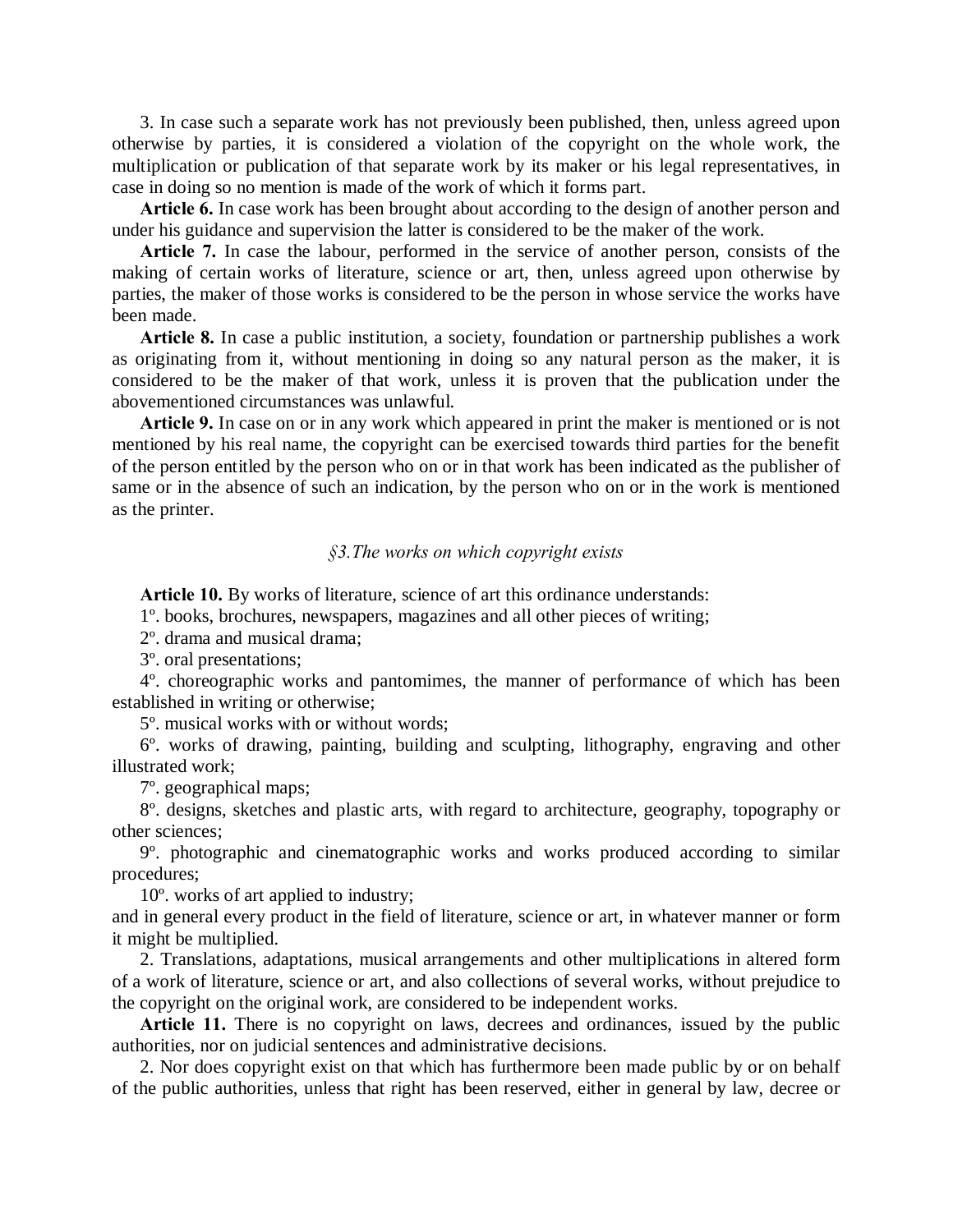3. In case such a separate work has not previously been published, then, unless agreed upon otherwise by parties, it is considered a violation of the copyright on the whole work, the multiplication or publication of that separate work by its maker or his legal representatives, in case in doing so no mention is made of the work of which it forms part.

**Article 6.** In case work has been brought about according to the design of another person and under his guidance and supervision the latter is considered to be the maker of the work.

**Article 7.** In case the labour, performed in the service of another person, consists of the making of certain works of literature, science or art, then, unless agreed upon otherwise by parties, the maker of those works is considered to be the person in whose service the works have been made.

**Article 8.** In case a public institution, a society, foundation or partnership publishes a work as originating from it, without mentioning in doing so any natural person as the maker, it is considered to be the maker of that work, unless it is proven that the publication under the abovementioned circumstances was unlawful.

**Article 9.** In case on or in any work which appeared in print the maker is mentioned or is not mentioned by his real name, the copyright can be exercised towards third parties for the benefit of the person entitled by the person who on or in that work has been indicated as the publisher of same or in the absence of such an indication, by the person who on or in the work is mentioned as the printer.

*§3.The works on which copyright exists*

**Article 10.** By works of literature, science of art this ordinance understands:

1º. books, brochures, newspapers, magazines and all other pieces of writing;

2º. drama and musical drama;

3º. oral presentations;

4º. choreographic works and pantomimes, the manner of performance of which has been established in writing or otherwise;

5º. musical works with or without words;

6º. works of drawing, painting, building and sculpting, lithography, engraving and other illustrated work;

7º. geographical maps;

8º. designs, sketches and plastic arts, with regard to architecture, geography, topography or other sciences;

9º. photographic and cinematographic works and works produced according to similar procedures;

10º. works of art applied to industry;

and in general every product in the field of literature, science or art, in whatever manner or form it might be multiplied.

2. Translations, adaptations, musical arrangements and other multiplications in altered form of a work of literature, science or art, and also collections of several works, without prejudice to the copyright on the original work, are considered to be independent works.

**Article 11.** There is no copyright on laws, decrees and ordinances, issued by the public authorities, nor on judicial sentences and administrative decisions.

2. Nor does copyright exist on that which has furthermore been made public by or on behalf of the public authorities, unless that right has been reserved, either in general by law, decree or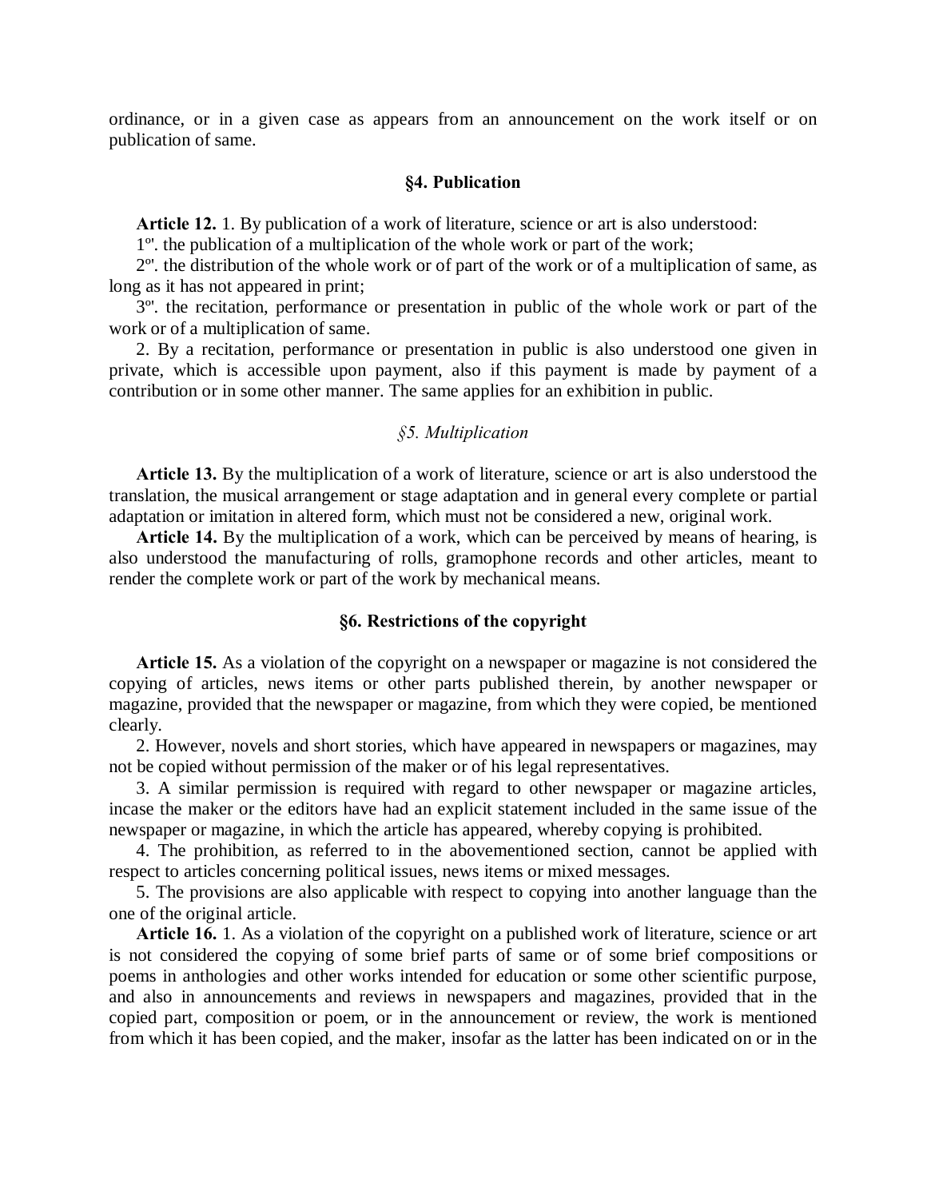ordinance, or in a given case as appears from an announcement on the work itself or on publication of same.

### §4. Publication

**Article 12.** 1. By publication of a work of literature, science or art is also understood:

1º'. the publication of a multiplication of the whole work or part of the work;

2º'. the distribution of the whole work or of part of the work or of a multiplication of same, as long as it has not appeared in print;

3º'. the recitation, performance or presentation in public of the whole work or part of the work or of a multiplication of same.

2. By a recitation, performance or presentation in public is also understood one given in private, which is accessible upon payment, also if this payment is made by payment of a contribution or in some other manner. The same applies for an exhibition in public.

### *§5. Multiplication*

**Article 13.** By the multiplication of a work of literature, science or art is also understood the translation, the musical arrangement or stage adaptation and in general every complete or partial adaptation or imitation in altered form, which must not be considered a new, original work.

**Article 14.** By the multiplication of a work, which can be perceived by means of hearing, is also understood the manufacturing of rolls, gramophone records and other articles, meant to render the complete work or part of the work by mechanical means.

### §6. Restrictions of the copyright

**Article 15.** As a violation of the copyright on a newspaper or magazine is not considered the copying of articles, news items or other parts published therein, by another newspaper or magazine, provided that the newspaper or magazine, from which they were copied, be mentioned clearly.

2. However, novels and short stories, which have appeared in newspapers or magazines, may not be copied without permission of the maker or of his legal representatives.

3. A similar permission is required with regard to other newspaper or magazine articles, incase the maker or the editors have had an explicit statement included in the same issue of the newspaper or magazine, in which the article has appeared, whereby copying is prohibited.

4. The prohibition, as referred to in the abovementioned section, cannot be applied with respect to articles concerning political issues, news items or mixed messages.

5. The provisions are also applicable with respect to copying into another language than the one of the original article.

**Article 16.** 1. As a violation of the copyright on a published work of literature, science or art is not considered the copying of some brief parts of same or of some brief compositions or poems in anthologies and other works intended for education or some other scientific purpose, and also in announcements and reviews in newspapers and magazines, provided that in the copied part, composition or poem, or in the announcement or review, the work is mentioned from which it has been copied, and the maker, insofar as the latter has been indicated on or in the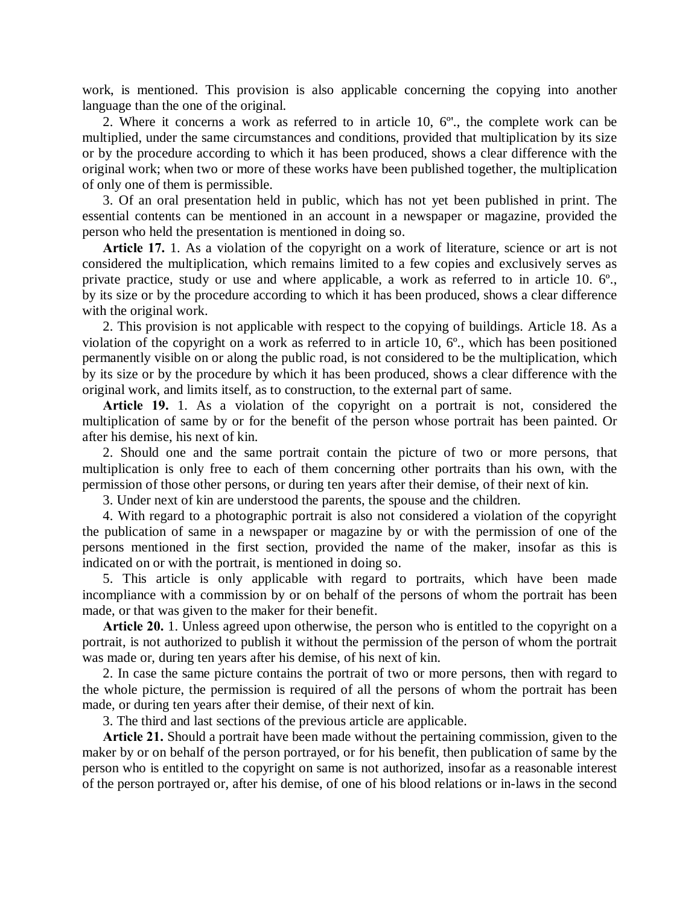work, is mentioned. This provision is also applicable concerning the copying into another language than the one of the original.

2. Where it concerns a work as referred to in article 10, 6º'., the complete work can be multiplied, under the same circumstances and conditions, provided that multiplication by its size or by the procedure according to which it has been produced, shows a clear difference with the original work; when two or more of these works have been published together, the multiplication of only one of them is permissible.

3. Of an oral presentation held in public, which has not yet been published in print. The essential contents can be mentioned in an account in a newspaper or magazine, provided the person who held the presentation is mentioned in doing so.

**Article 17.** 1. As a violation of the copyright on a work of literature, science or art is not considered the multiplication, which remains limited to a few copies and exclusively serves as private practice, study or use and where applicable, a work as referred to in article 10. 6º., by its size or by the procedure according to which it has been produced, shows a clear difference with the original work.

2. This provision is not applicable with respect to the copying of buildings. Article 18. As a violation of the copyright on a work as referred to in article 10, 6º., which has been positioned permanently visible on or along the public road, is not considered to be the multiplication, which by its size or by the procedure by which it has been produced, shows a clear difference with the original work, and limits itself, as to construction, to the external part of same.

**Article 19.** 1. As a violation of the copyright on a portrait is not, considered the multiplication of same by or for the benefit of the person whose portrait has been painted. Or after his demise, his next of kin.

2. Should one and the same portrait contain the picture of two or more persons, that multiplication is only free to each of them concerning other portraits than his own, with the permission of those other persons, or during ten years after their demise, of their next of kin.

3. Under next of kin are understood the parents, the spouse and the children.

4. With regard to a photographic portrait is also not considered a violation of the copyright the publication of same in a newspaper or magazine by or with the permission of one of the persons mentioned in the first section, provided the name of the maker, insofar as this is indicated on or with the portrait, is mentioned in doing so.

5. This article is only applicable with regard to portraits, which have been made incompliance with a commission by or on behalf of the persons of whom the portrait has been made, or that was given to the maker for their benefit.

**Article 20.** 1. Unless agreed upon otherwise, the person who is entitled to the copyright on a portrait, is not authorized to publish it without the permission of the person of whom the portrait was made or, during ten years after his demise, of his next of kin.

2. In case the same picture contains the portrait of two or more persons, then with regard to the whole picture, the permission is required of all the persons of whom the portrait has been made, or during ten years after their demise, of their next of kin.

3. The third and last sections of the previous article are applicable.

**Article 21.** Should a portrait have been made without the pertaining commission, given to the maker by or on behalf of the person portrayed, or for his benefit, then publication of same by the person who is entitled to the copyright on same is not authorized, insofar as a reasonable interest of the person portrayed or, after his demise, of one of his blood relations or in-laws in the second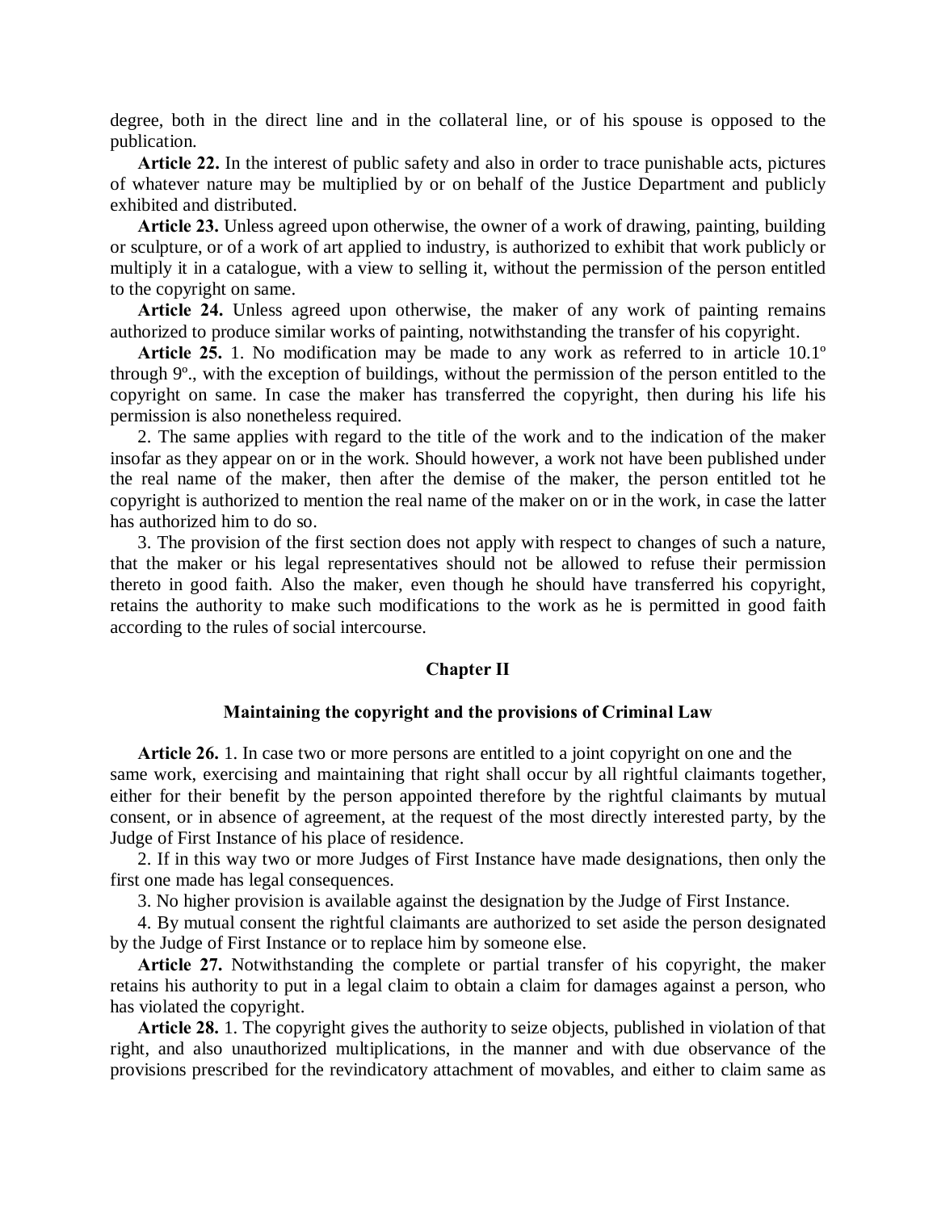degree, both in the direct line and in the collateral line, or of his spouse is opposed to the publication.

**Article 22.** In the interest of public safety and also in order to trace punishable acts, pictures of whatever nature may be multiplied by or on behalf of the Justice Department and publicly exhibited and distributed.

**Article 23.** Unless agreed upon otherwise, the owner of a work of drawing, painting, building or sculpture, or of a work of art applied to industry, is authorized to exhibit that work publicly or multiply it in a catalogue, with a view to selling it, without the permission of the person entitled to the copyright on same.

**Article 24.** Unless agreed upon otherwise, the maker of any work of painting remains authorized to produce similar works of painting, notwithstanding the transfer of his copyright.

**Article 25.** 1. No modification may be made to any work as referred to in article 10.1º through 9º., with the exception of buildings, without the permission of the person entitled to the copyright on same. In case the maker has transferred the copyright, then during his life his permission is also nonetheless required.

2. The same applies with regard to the title of the work and to the indication of the maker insofar as they appear on or in the work. Should however, a work not have been published under the real name of the maker, then after the demise of the maker, the person entitled tot he copyright is authorized to mention the real name of the maker on or in the work, in case the latter has authorized him to do so.

3. The provision of the first section does not apply with respect to changes of such a nature, that the maker or his legal representatives should not be allowed to refuse their permission thereto in good faith. Also the maker, even though he should have transferred his copyright, retains the authority to make such modifications to the work as he is permitted in good faith according to the rules of social intercourse.

## Chapter II

### Maintaining the copyright and the provisions of Criminal Law

**Article 26.** 1. In case two or more persons are entitled to a joint copyright on one and the same work, exercising and maintaining that right shall occur by all rightful claimants together, either for their benefit by the person appointed therefore by the rightful claimants by mutual consent, or in absence of agreement, at the request of the most directly interested party, by the Judge of First Instance of his place of residence.

2. If in this way two or more Judges of First Instance have made designations, then only the first one made has legal consequences.

3. No higher provision is available against the designation by the Judge of First Instance.

4. By mutual consent the rightful claimants are authorized to set aside the person designated by the Judge of First Instance or to replace him by someone else.

**Article 27.** Notwithstanding the complete or partial transfer of his copyright, the maker retains his authority to put in a legal claim to obtain a claim for damages against a person, who has violated the copyright.

**Article 28.** 1. The copyright gives the authority to seize objects, published in violation of that right, and also unauthorized multiplications, in the manner and with due observance of the provisions prescribed for the revindicatory attachment of movables, and either to claim same as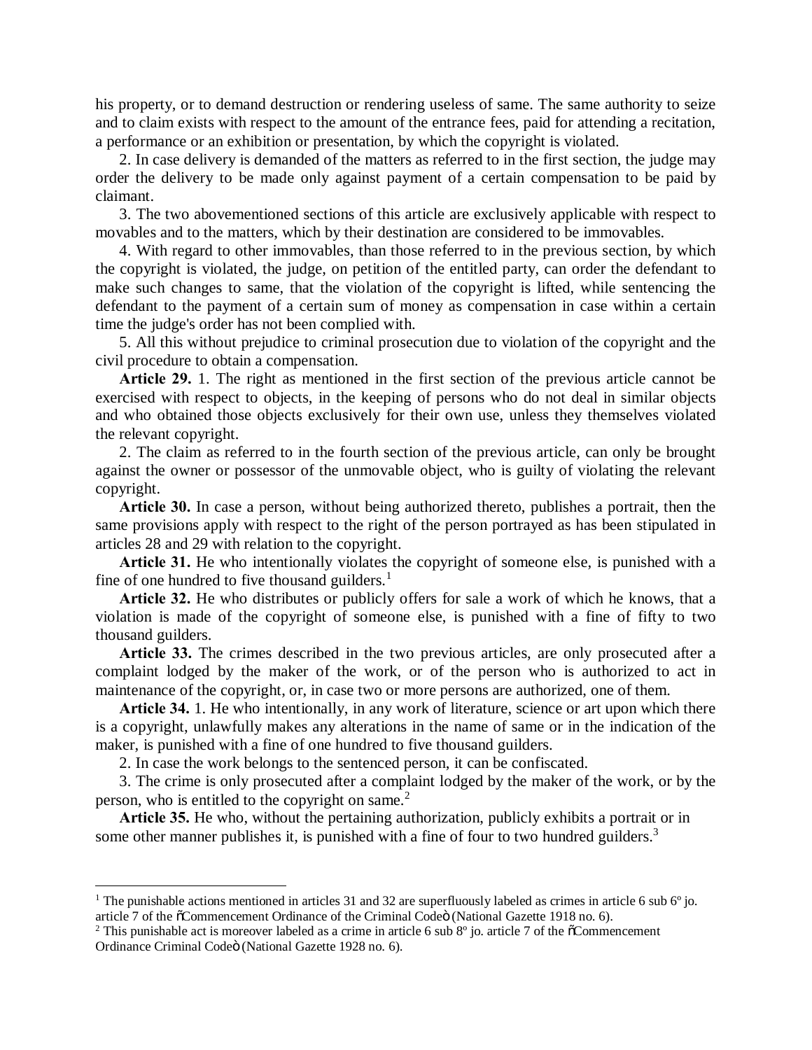his property, or to demand destruction or rendering useless of same. The same authority to seize and to claim exists with respect to the amount of the entrance fees, paid for attending a recitation, a performance or an exhibition or presentation, by which the copyright is violated.

2. In case delivery is demanded of the matters as referred to in the first section, the judge may order the delivery to be made only against payment of a certain compensation to be paid by claimant.

3. The two abovementioned sections of this article are exclusively applicable with respect to movables and to the matters, which by their destination are considered to be immovables.

4. With regard to other immovables, than those referred to in the previous section, by which the copyright is violated, the judge, on petition of the entitled party, can order the defendant to make such changes to same, that the violation of the copyright is lifted, while sentencing the defendant to the payment of a certain sum of money as compensation in case within a certain time the judge's order has not been complied with.

5. All this without prejudice to criminal prosecution due to violation of the copyright and the civil procedure to obtain a compensation.

**Article 29.** 1. The right as mentioned in the first section of the previous article cannot be exercised with respect to objects, in the keeping of persons who do not deal in similar objects and who obtained those objects exclusively for their own use, unless they themselves violated the relevant copyright.

2. The claim as referred to in the fourth section of the previous article, can only be brought against the owner or possessor of the unmovable object, who is guilty of violating the relevant copyright.

**Article 30.** In case a person, without being authorized thereto, publishes a portrait, then the same provisions apply with respect to the right of the person portrayed as has been stipulated in articles 28 and 29 with relation to the copyright.

**Article 31.** He who intentionally violates the copyright of someone else, is punished with a fine of one hundred to five thousand guilders.[1]

**Article 32.** He who distributes or publicly offers for sale a work of which he knows, that a violation is made of the copyright of someone else, is punished with a fine of fifty to two thousand guilders.

**Article 33.** The crimes described in the two previous articles, are only prosecuted after a complaint lodged by the maker of the work, or of the person who is authorized to act in maintenance of the copyright, or, in case two or more persons are authorized, one of them.

**Article 34.** 1. He who intentionally, in any work of literature, science or art upon which there is a copyright, unlawfully makes any alterations in the name of same or in the indication of the maker, is punished with a fine of one hundred to five thousand guilders.

2. In case the work belongs to the sentenced person, it can be confiscated.

3. The crime is only prosecuted after a complaint lodged by the maker of the work, or by the person, who is entitled to the copyright on same.[2]

**Article 35.** He who, without the pertaining authorization, publicly exhibits a portrait or in some other manner publishes it, is punished with a fine of four to two hundred guilders.[3]

---

[1] The punishable actions mentioned in articles 31 and 32 are superfluously labeled as crimes in article 6 sub 6º jo. article 7 of the "Commencement Ordinance of the Criminal Code" (National Gazette 1918 no. 6).

[2] This punishable act is moreover labeled as a crime in article 6 sub 8º jo. article 7 of the "Commencement Ordinance Criminal Code" (National Gazette 1928 no. 6).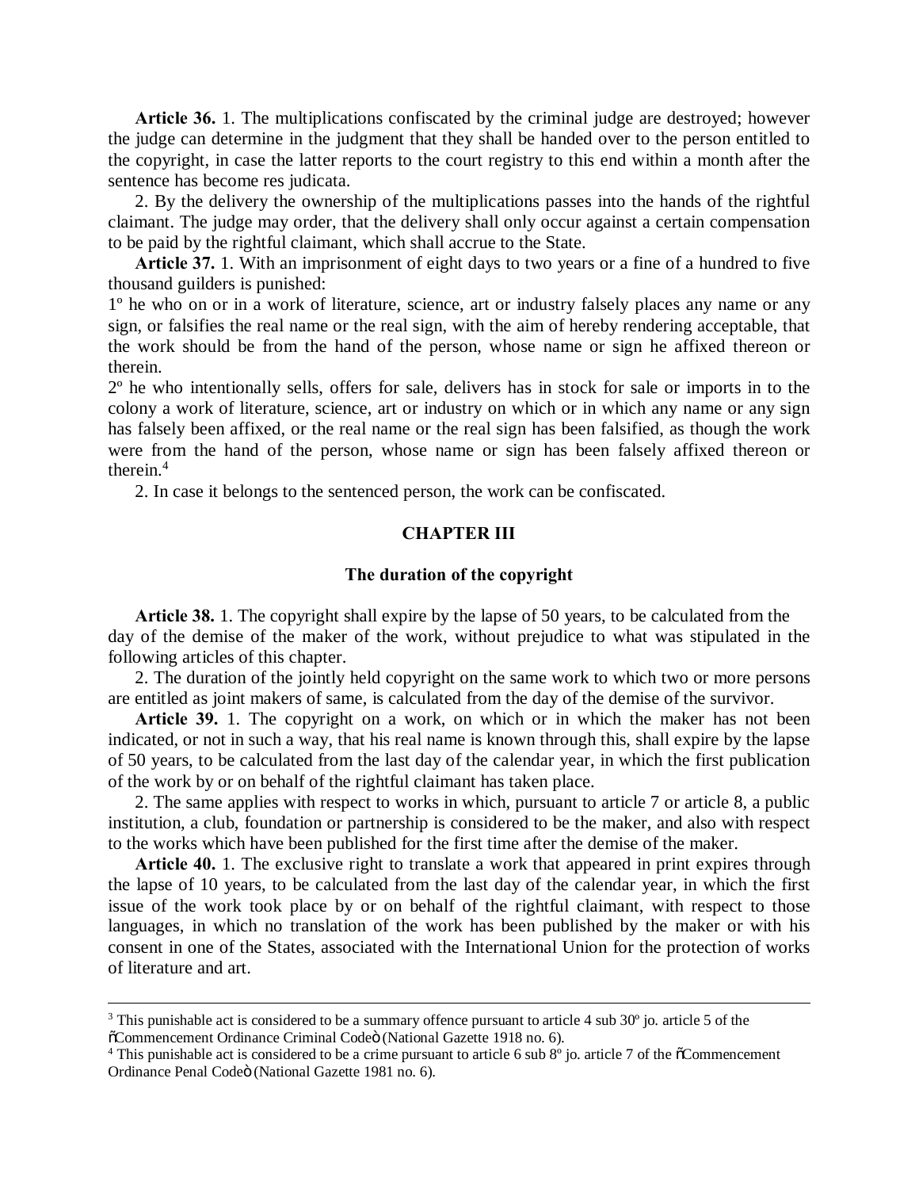**Article 36.** 1. The multiplications confiscated by the criminal judge are destroyed; however the judge can determine in the judgment that they shall be handed over to the person entitled to the copyright, in case the latter reports to the court registry to this end within a month after the sentence has become res judicata.

2. By the delivery the ownership of the multiplications passes into the hands of the rightful claimant. The judge may order, that the delivery shall only occur against a certain compensation to be paid by the rightful claimant, which shall accrue to the State.

**Article 37.** 1. With an imprisonment of eight days to two years or a fine of a hundred to five thousand guilders is punished:

1º he who on or in a work of literature, science, art or industry falsely places any name or any sign, or falsifies the real name or the real sign, with the aim of hereby rendering acceptable, that the work should be from the hand of the person, whose name or sign he affixed thereon or therein.

2º he who intentionally sells, offers for sale, delivers has in stock for sale or imports in to the colony a work of literature, science, art or industry on which or in which any name or any sign has falsely been affixed, or the real name or the real sign has been falsified, as though the work were from the hand of the person, whose name or sign has been falsely affixed thereon or therein.[4]

2. In case it belongs to the sentenced person, the work can be confiscated.

## CHAPTER III

### The duration of the copyright

**Article 38.** 1. The copyright shall expire by the lapse of 50 years, to be calculated from the day of the demise of the maker of the work, without prejudice to what was stipulated in the following articles of this chapter.

2. The duration of the jointly held copyright on the same work to which two or more persons are entitled as joint makers of same, is calculated from the day of the demise of the survivor.

**Article 39.** 1. The copyright on a work, on which or in which the maker has not been indicated, or not in such a way, that his real name is known through this, shall expire by the lapse of 50 years, to be calculated from the last day of the calendar year, in which the first publication of the work by or on behalf of the rightful claimant has taken place.

2. The same applies with respect to works in which, pursuant to article 7 or article 8, a public institution, a club, foundation or partnership is considered to be the maker, and also with respect to the works which have been published for the first time after the demise of the maker.

**Article 40.** 1. The exclusive right to translate a work that appeared in print expires through the lapse of 10 years, to be calculated from the last day of the calendar year, in which the first issue of the work took place by or on behalf of the rightful claimant, with respect to those languages, in which no translation of the work has been published by the maker or with his consent in one of the States, associated with the International Union for the protection of works of literature and art.

---

[3] This punishable act is considered to be a summary offence pursuant to article 4 sub 30º jo. article 5 of the "Commencement Ordinance Criminal Code" (National Gazette 1918 no. 6).

[4] This punishable act is considered to be a crime pursuant to article 6 sub 8º jo. article 7 of the "Commencement Ordinance Penal Code" (National Gazette 1981 no. 6).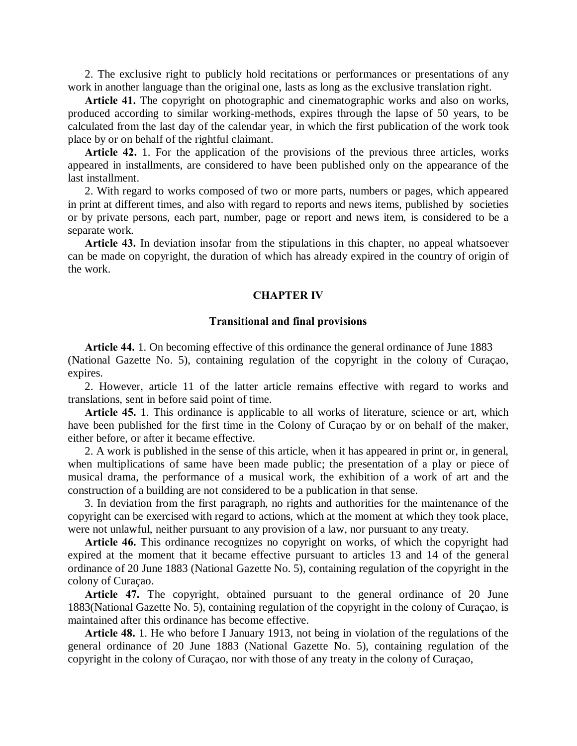2. The exclusive right to publicly hold recitations or performances or presentations of any work in another language than the original one, lasts as long as the exclusive translation right.

**Article 41.** The copyright on photographic and cinematographic works and also on works, produced according to similar working-methods, expires through the lapse of 50 years, to be calculated from the last day of the calendar year, in which the first publication of the work took place by or on behalf of the rightful claimant.

**Article 42.** 1. For the application of the provisions of the previous three articles, works appeared in installments, are considered to have been published only on the appearance of the last installment.

2. With regard to works composed of two or more parts, numbers or pages, which appeared in print at different times, and also with regard to reports and news items, published by societies or by private persons, each part, number, page or report and news item, is considered to be a separate work.

**Article 43.** In deviation insofar from the stipulations in this chapter, no appeal whatsoever can be made on copyright, the duration of which has already expired in the country of origin of the work.

## CHAPTER IV

### Transitional and final provisions

**Article 44.** 1. On becoming effective of this ordinance the general ordinance of June 1883 (National Gazette No. 5), containing regulation of the copyright in the colony of Curaçao, expires.

2. However, article 11 of the latter article remains effective with regard to works and translations, sent in before said point of time.

**Article 45.** 1. This ordinance is applicable to all works of literature, science or art, which have been published for the first time in the Colony of Curaçao by or on behalf of the maker, either before, or after it became effective.

2. A work is published in the sense of this article, when it has appeared in print or, in general, when multiplications of same have been made public; the presentation of a play or piece of musical drama, the performance of a musical work, the exhibition of a work of art and the construction of a building are not considered to be a publication in that sense.

3. In deviation from the first paragraph, no rights and authorities for the maintenance of the copyright can be exercised with regard to actions, which at the moment at which they took place, were not unlawful, neither pursuant to any provision of a law, nor pursuant to any treaty.

**Article 46.** This ordinance recognizes no copyright on works, of which the copyright had expired at the moment that it became effective pursuant to articles 13 and 14 of the general ordinance of 20 June 1883 (National Gazette No. 5), containing regulation of the copyright in the colony of Curaçao.

**Article 47.** The copyright, obtained pursuant to the general ordinance of 20 June 1883(National Gazette No. 5), containing regulation of the copyright in the colony of Curaçao, is maintained after this ordinance has become effective.

**Article 48.** 1. He who before I January 1913, not being in violation of the regulations of the general ordinance of 20 June 1883 (National Gazette No. 5), containing regulation of the copyright in the colony of Curaçao, nor with those of any treaty in the colony of Curaçao,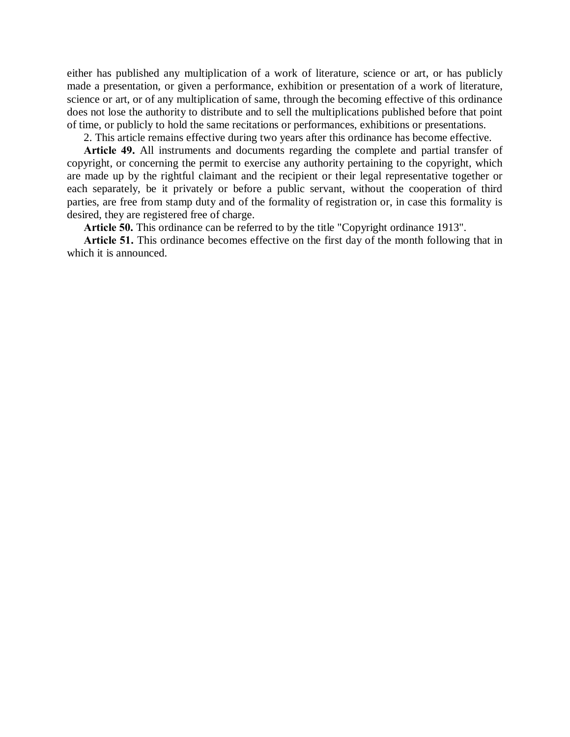either has published any multiplication of a work of literature, science or art, or has publicly made a presentation, or given a performance, exhibition or presentation of a work of literature, science or art, or of any multiplication of same, through the becoming effective of this ordinance does not lose the authority to distribute and to sell the multiplications published before that point of time, or publicly to hold the same recitations or performances, exhibitions or presentations.

2. This article remains effective during two years after this ordinance has become effective.

**Article 49.** All instruments and documents regarding the complete and partial transfer of copyright, or concerning the permit to exercise any authority pertaining to the copyright, which are made up by the rightful claimant and the recipient or their legal representative together or each separately, be it privately or before a public servant, without the cooperation of third parties, are free from stamp duty and of the formality of registration or, in case this formality is desired, they are registered free of charge.

**Article 50.** This ordinance can be referred to by the title "Copyright ordinance 1913".

**Article 51.** This ordinance becomes effective on the first day of the month following that in which it is announced.